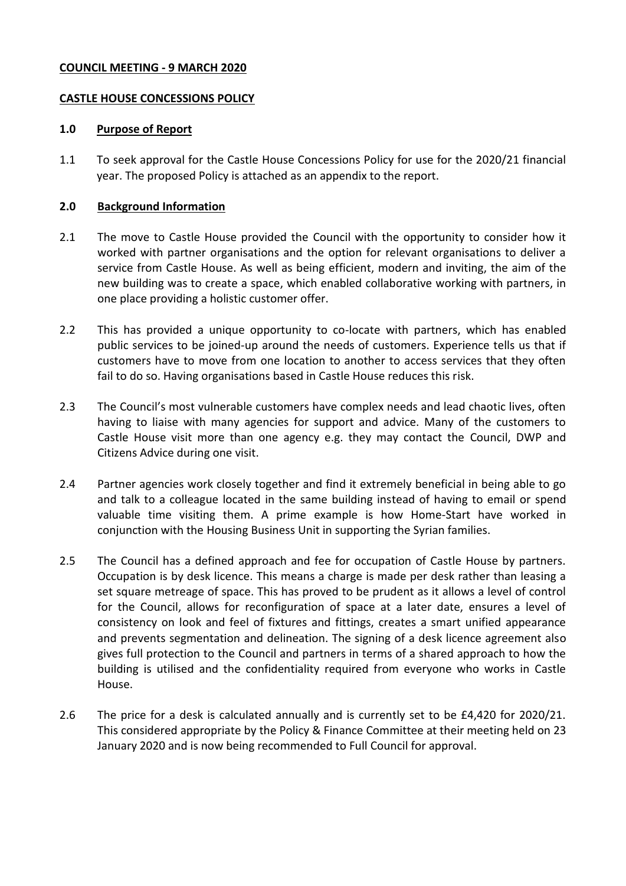**COUNCIL MEETING - 9 MARCH 2020**

**CASTLE HOUSE CONCESSIONS POLICY**

## 1.0 Purpose of Report

1.1 To seek approval for the Castle House Concessions Policy for use for the 2020/21 financial year. The proposed Policy is attached as an appendix to the report.

## 2.0 Background Information

2.1 The move to Castle House provided the Council with the opportunity to consider how it worked with partner organisations and the option for relevant organisations to deliver a service from Castle House. As well as being efficient, modern and inviting, the aim of the new building was to create a space, which enabled collaborative working with partners, in one place providing a holistic customer offer.

2.2 This has provided a unique opportunity to co-locate with partners, which has enabled public services to be joined-up around the needs of customers. Experience tells us that if customers have to move from one location to another to access services that they often fail to do so. Having organisations based in Castle House reduces this risk.

2.3 The Council's most vulnerable customers have complex needs and lead chaotic lives, often having to liaise with many agencies for support and advice. Many of the customers to Castle House visit more than one agency e.g. they may contact the Council, DWP and Citizens Advice during one visit.

2.4 Partner agencies work closely together and find it extremely beneficial in being able to go and talk to a colleague located in the same building instead of having to email or spend valuable time visiting them. A prime example is how Home-Start have worked in conjunction with the Housing Business Unit in supporting the Syrian families.

2.5 The Council has a defined approach and fee for occupation of Castle House by partners. Occupation is by desk licence. This means a charge is made per desk rather than leasing a set square metreage of space. This has proved to be prudent as it allows a level of control for the Council, allows for reconfiguration of space at a later date, ensures a level of consistency on look and feel of fixtures and fittings, creates a smart unified appearance and prevents segmentation and delineation. The signing of a desk licence agreement also gives full protection to the Council and partners in terms of a shared approach to how the building is utilised and the confidentiality required from everyone who works in Castle House.

2.6 The price for a desk is calculated annually and is currently set to be £4,420 for 2020/21. This considered appropriate by the Policy & Finance Committee at their meeting held on 23 January 2020 and is now being recommended to Full Council for approval.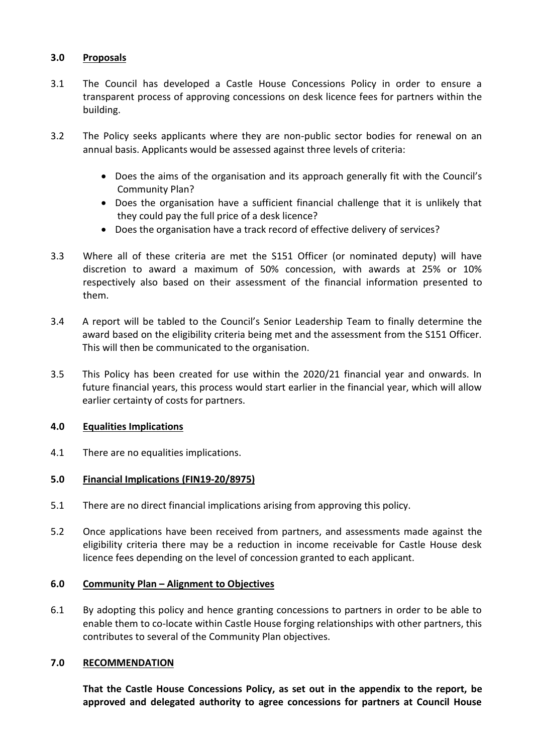## 3.0 Proposals

3.1 The Council has developed a Castle House Concessions Policy in order to ensure a transparent process of approving concessions on desk licence fees for partners within the building.

3.2 The Policy seeks applicants where they are non-public sector bodies for renewal on an annual basis. Applicants would be assessed against three levels of criteria:

- Does the aims of the organisation and its approach generally fit with the Council's Community Plan?
- Does the organisation have a sufficient financial challenge that it is unlikely that they could pay the full price of a desk licence?
- Does the organisation have a track record of effective delivery of services?

3.3 Where all of these criteria are met the S151 Officer (or nominated deputy) will have discretion to award a maximum of 50% concession, with awards at 25% or 10% respectively also based on their assessment of the financial information presented to them.

3.4 A report will be tabled to the Council's Senior Leadership Team to finally determine the award based on the eligibility criteria being met and the assessment from the S151 Officer. This will then be communicated to the organisation.

3.5 This Policy has been created for use within the 2020/21 financial year and onwards. In future financial years, this process would start earlier in the financial year, which will allow earlier certainty of costs for partners.

## 4.0 Equalities Implications

4.1 There are no equalities implications.

## 5.0 Financial Implications (FIN19-20/8975)

5.1 There are no direct financial implications arising from approving this policy.

5.2 Once applications have been received from partners, and assessments made against the eligibility criteria there may be a reduction in income receivable for Castle House desk licence fees depending on the level of concession granted to each applicant.

## 6.0 Community Plan – Alignment to Objectives

6.1 By adopting this policy and hence granting concessions to partners in order to be able to enable them to co-locate within Castle House forging relationships with other partners, this contributes to several of the Community Plan objectives.

## 7.0 RECOMMENDATION

**That the Castle House Concessions Policy, as set out in the appendix to the report, be approved and delegated authority to agree concessions for partners at Council House**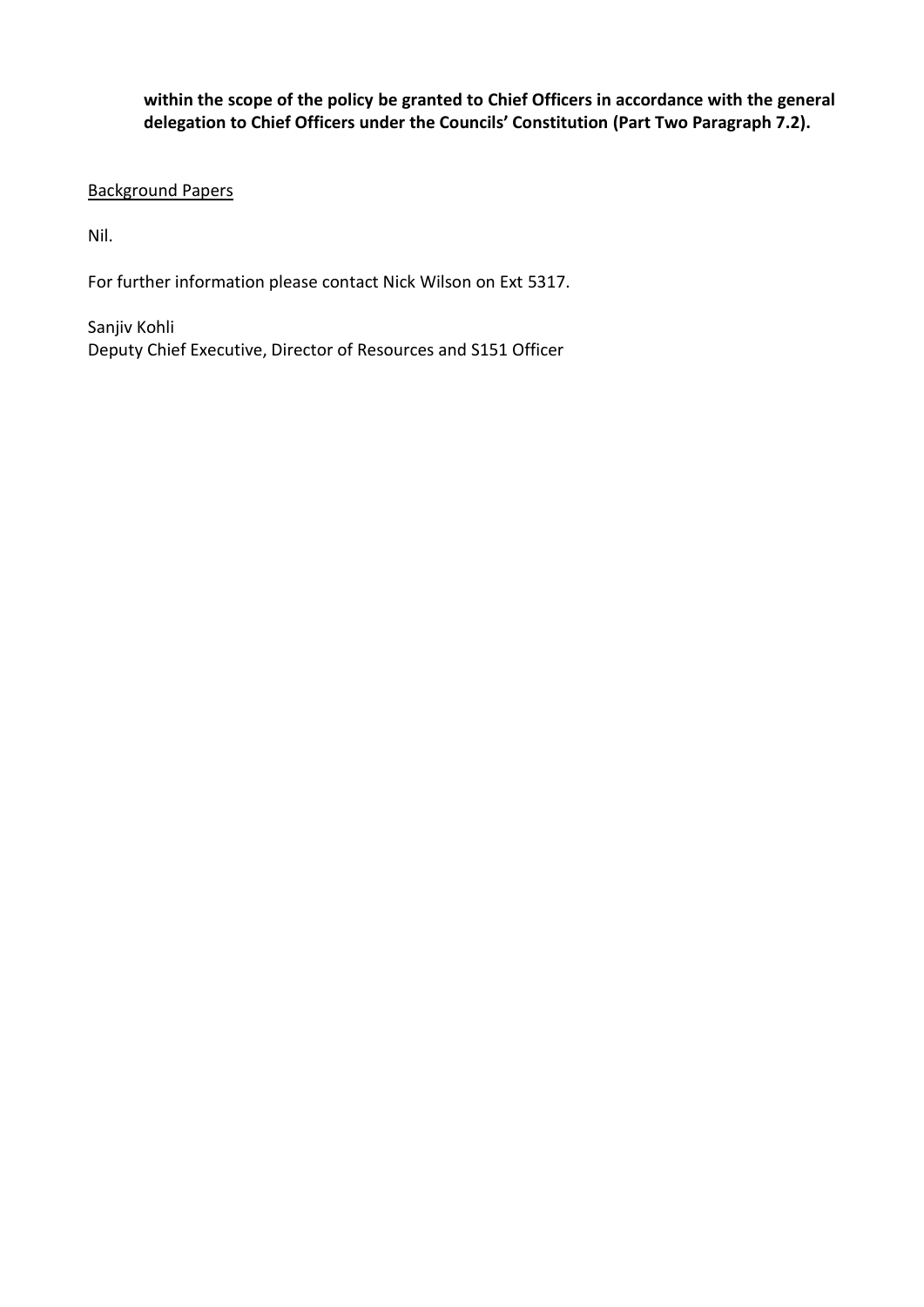**within the scope of the policy be granted to Chief Officers in accordance with the general delegation to Chief Officers under the Councils' Constitution (Part Two Paragraph 7.2).**

<u>Background Papers</u>

Nil.

For further information please contact Nick Wilson on Ext 5317.

Sanjiv Kohli
Deputy Chief Executive, Director of Resources and S151 Officer